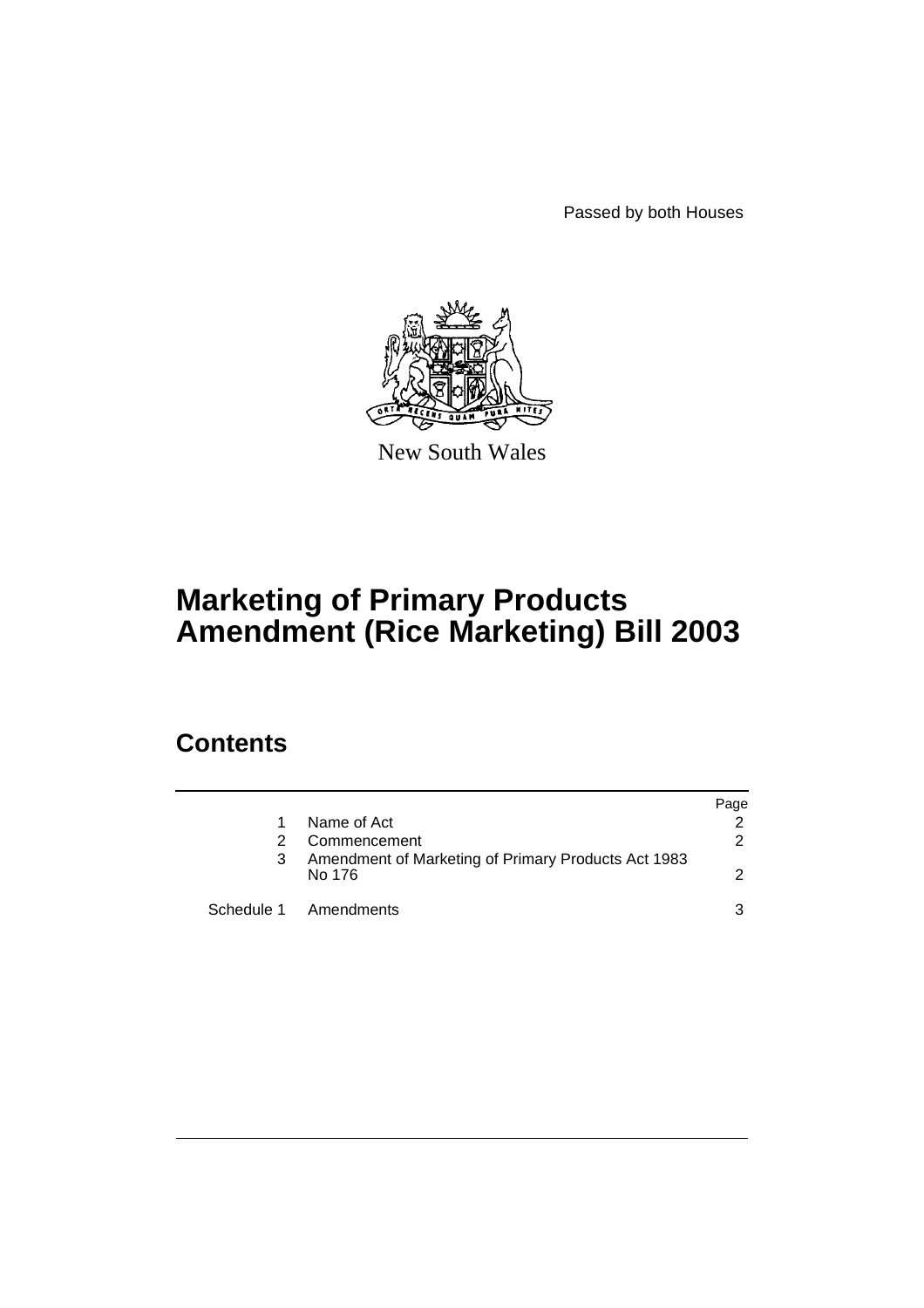Passed by both Houses

New South Wales

# Marketing of Primary Products Amendment (Rice Marketing) Bill 2003

## Contents

| | | Page |
|---|---|---|
| 1 | Name of Act | 2 |
| 2 | Commencement | 2 |
| 3 | Amendment of Marketing of Primary Products Act 1983 No 176 | 2 |
| Schedule 1 | Amendments | 3 |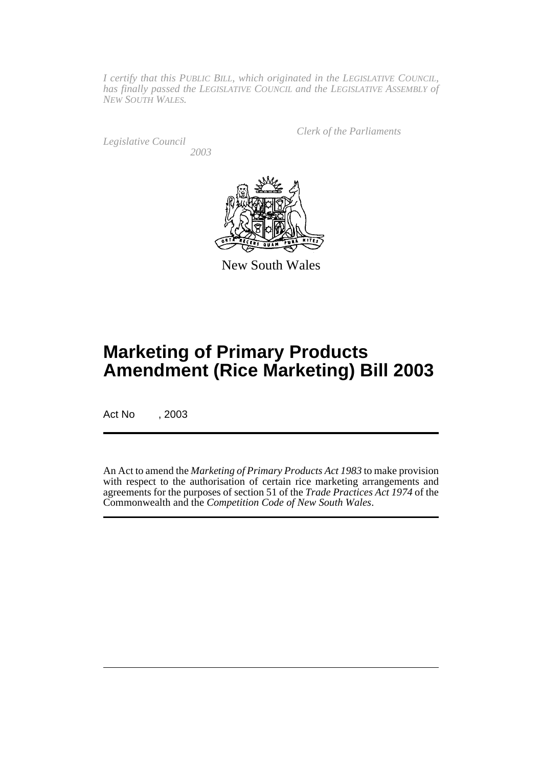*I certify that this PUBLIC BILL, which originated in the LEGISLATIVE COUNCIL, has finally passed the LEGISLATIVE COUNCIL and the LEGISLATIVE ASSEMBLY of NEW SOUTH WALES.*

*Clerk of the Parliaments*

*Legislative Council*

*2003*

New South Wales

# Marketing of Primary Products Amendment (Rice Marketing) Bill 2003

Act No , 2003

An Act to amend the *Marketing of Primary Products Act 1983* to make provision with respect to the authorisation of certain rice marketing arrangements and agreements for the purposes of section 51 of the *Trade Practices Act 1974* of the Commonwealth and the *Competition Code of New South Wales*.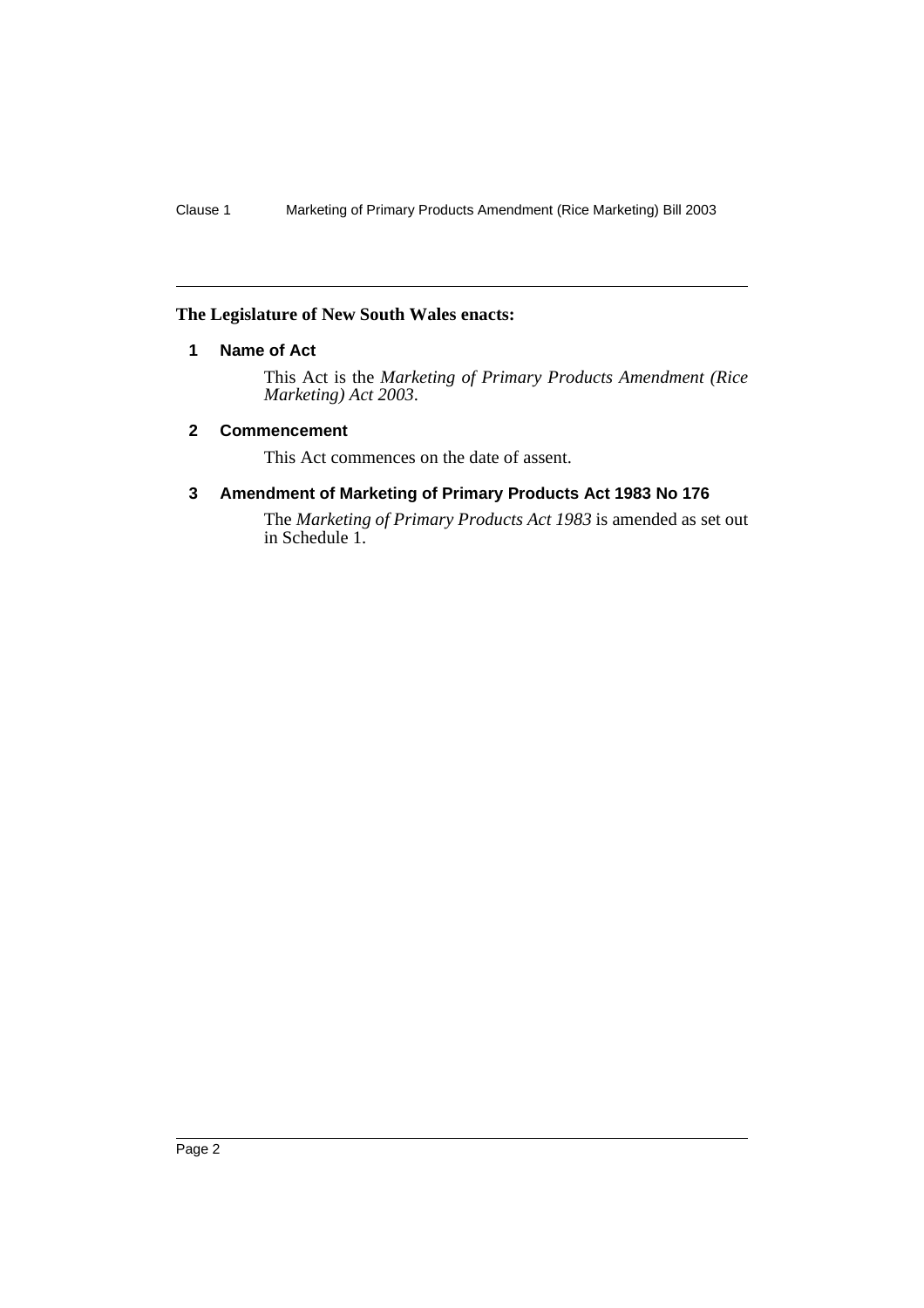**The Legislature of New South Wales enacts:**

### 1 Name of Act

This Act is the *Marketing of Primary Products Amendment (Rice Marketing) Act 2003*.

### 2 Commencement

This Act commences on the date of assent.

### 3 Amendment of Marketing of Primary Products Act 1983 No 176

The *Marketing of Primary Products Act 1983* is amended as set out in Schedule 1.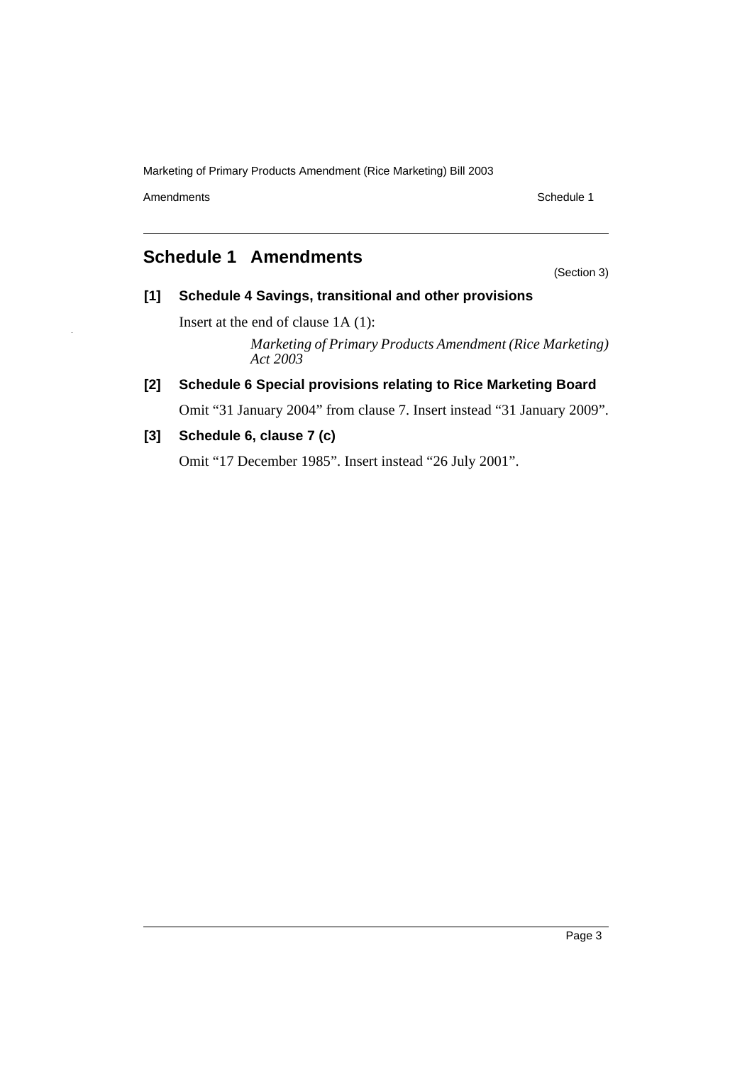## Schedule 1 Amendments

(Section 3)

### [1] Schedule 4 Savings, transitional and other provisions

Insert at the end of clause 1A (1):

> *Marketing of Primary Products Amendment (Rice Marketing) Act 2003*

### [2] Schedule 6 Special provisions relating to Rice Marketing Board

Omit "31 January 2004" from clause 7. Insert instead "31 January 2009".

### [3] Schedule 6, clause 7 (c)

Omit "17 December 1985". Insert instead "26 July 2001".